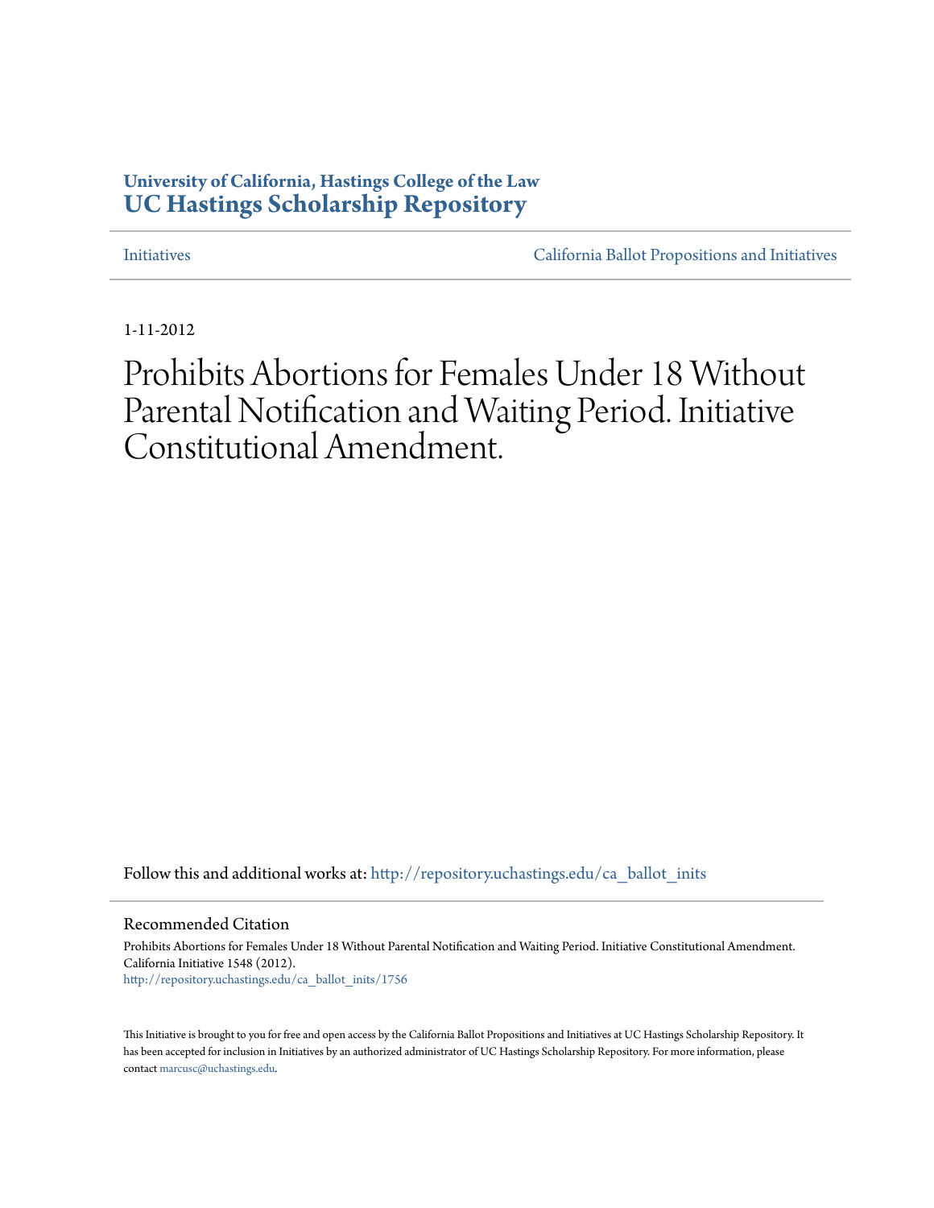**University of California, Hastings College of the Law**
**UC Hastings Scholarship Repository**

Initiatives | California Ballot Propositions and Initiatives

1-11-2012

# Prohibits Abortions for Females Under 18 Without Parental Notification and Waiting Period. Initiative Constitutional Amendment.

Follow this and additional works at: http://repository.uchastings.edu/ca_ballot_inits

### Recommended Citation

Prohibits Abortions for Females Under 18 Without Parental Notification and Waiting Period. Initiative Constitutional Amendment. California Initiative 1548 (2012).
http://repository.uchastings.edu/ca_ballot_inits/1756

This Initiative is brought to you for free and open access by the California Ballot Propositions and Initiatives at UC Hastings Scholarship Repository. It has been accepted for inclusion in Initiatives by an authorized administrator of UC Hastings Scholarship Repository. For more information, please contact marcusc@uchastings.edu.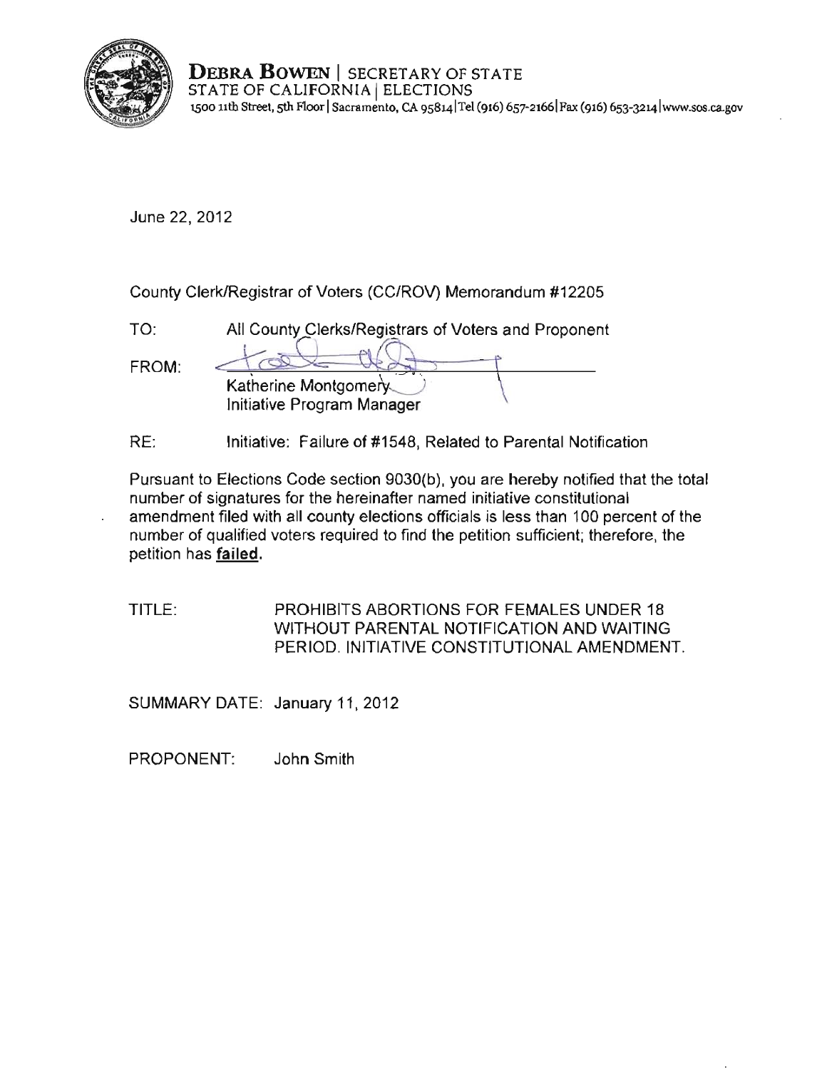**DEBRA BOWEN** | SECRETARY OF STATE
STATE OF CALIFORNIA | ELECTIONS
1500 11th Street, 5th Floor | Sacramento, CA 95814 | Tel (916) 657-2166 | Fax (916) 653-3214 | www.sos.ca.gov

June 22, 2012

County Clerk/Registrar of Voters (CC/ROV) Memorandum #12205

TO: All County Clerks/Registrars of Voters and Proponent

FROM: Katherine Montgomery
Initiative Program Manager

RE: Initiative: Failure of #1548, Related to Parental Notification

Pursuant to Elections Code section 9030(b), you are hereby notified that the total number of signatures for the hereinafter named initiative constitutional amendment filed with all county elections officials is less than 100 percent of the number of qualified voters required to find the petition sufficient; therefore, the petition has **failed**.

TITLE: PROHIBITS ABORTIONS FOR FEMALES UNDER 18 WITHOUT PARENTAL NOTIFICATION AND WAITING PERIOD. INITIATIVE CONSTITUTIONAL AMENDMENT.

SUMMARY DATE: January 11, 2012

PROPONENT: John Smith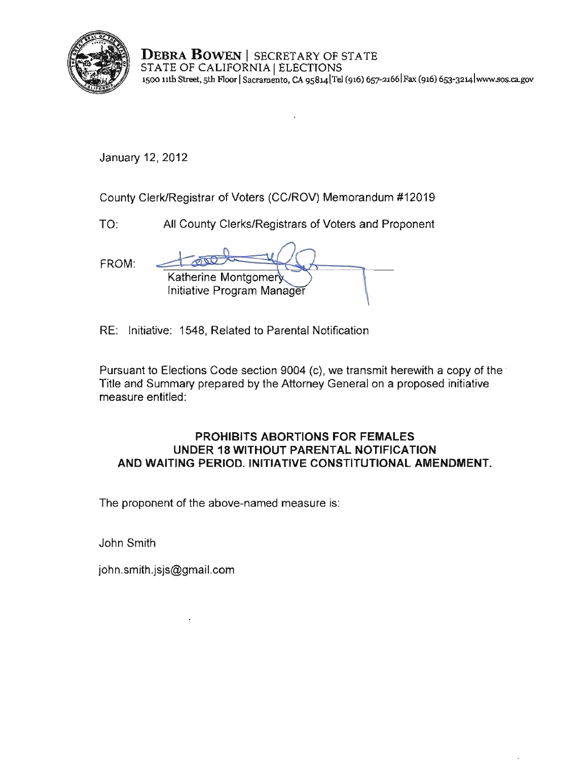**DEBRA BOWEN** | SECRETARY OF STATE
STATE OF CALIFORNIA | ELECTIONS
1500 11th Street, 5th Floor | Sacramento, CA 95814 | Tel (916) 657-2166 | Fax (916) 653-3214 | www.sos.ca.gov

January 12, 2012

County Clerk/Registrar of Voters (CC/ROV) Memorandum #12019

TO: All County Clerks/Registrars of Voters and Proponent

FROM: Katherine Montgomery
Initiative Program Manager

RE: Initiative: 1548, Related to Parental Notification

Pursuant to Elections Code section 9004 (c), we transmit herewith a copy of the Title and Summary prepared by the Attorney General on a proposed initiative measure entitled:

**PROHIBITS ABORTIONS FOR FEMALES UNDER 18 WITHOUT PARENTAL NOTIFICATION AND WAITING PERIOD. INITIATIVE CONSTITUTIONAL AMENDMENT.**

The proponent of the above-named measure is:

John Smith

john.smith.jsjs@gmail.com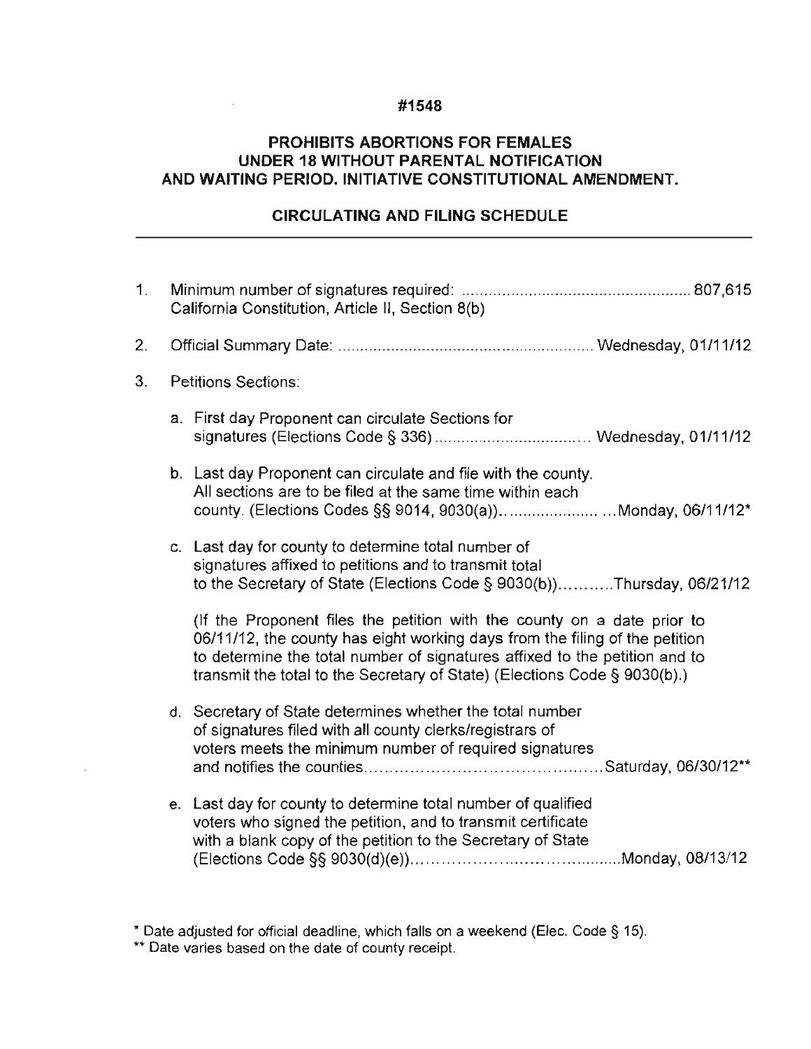**#1548**

**PROHIBITS ABORTIONS FOR FEMALES UNDER 18 WITHOUT PARENTAL NOTIFICATION AND WAITING PERIOD. INITIATIVE CONSTITUTIONAL AMENDMENT.**

**CIRCULATING AND FILING SCHEDULE**

---

1. Minimum number of signatures required: .................................................... 807,615
   California Constitution, Article II, Section 8(b)

2. Official Summary Date: .......................................................... Wednesday, 01/11/12

3. Petitions Sections:

   a. First day Proponent can circulate Sections for signatures (Elections Code § 336) .................................. Wednesday, 01/11/12

   b. Last day Proponent can circulate and file with the county. All sections are to be filed at the same time within each county. (Elections Codes §§ 9014, 9030(a)).................... ...Monday, 06/11/12*

   c. Last day for county to determine total number of signatures affixed to petitions and to transmit total to the Secretary of State (Elections Code § 9030(b))...........Thursday, 06/21/12

      (If the Proponent files the petition with the county on a date prior to 06/11/12, the county has eight working days from the filing of the petition to determine the total number of signatures affixed to the petition and to transmit the total to the Secretary of State) (Elections Code § 9030(b).)

   d. Secretary of State determines whether the total number of signatures filed with all county clerks/registrars of voters meets the minimum number of required signatures and notifies the counties...............................................Saturday, 06/30/12**

   e. Last day for county to determine total number of qualified voters who signed the petition, and to transmit certificate with a blank copy of the petition to the Secretary of State (Elections Code §§ 9030(d)(e))........................................Monday, 08/13/12

\* Date adjusted for official deadline, which falls on a weekend (Elec. Code § 15).

\*\* Date varies based on the date of county receipt.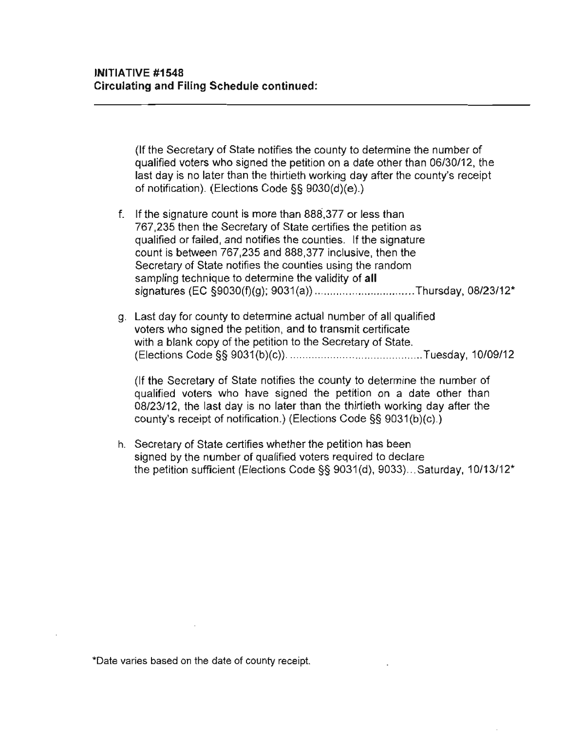**INITIATIVE #1548**
**Circulating and Filing Schedule continued:**

---

(If the Secretary of State notifies the county to determine the number of qualified voters who signed the petition on a date other than 06/30/12, the last day is no later than the thirtieth working day after the county's receipt of notification). (Elections Code §§ 9030(d)(e).)

f. If the signature count is more than 888,377 or less than 767,235 then the Secretary of State certifies the petition as qualified or failed, and notifies the counties. If the signature count is between 767,235 and 888,377 inclusive, then the Secretary of State notifies the counties using the random sampling technique to determine the validity of **all** signatures (EC §9030(f)(g); 9031(a)) ................................Thursday, 08/23/12*

g. Last day for county to determine actual number of all qualified voters who signed the petition, and to transmit certificate with a blank copy of the petition to the Secretary of State. (Elections Code §§ 9031(b)(c)). ..........................................Tuesday, 10/09/12

   (If the Secretary of State notifies the county to determine the number of qualified voters who have signed the petition on a date other than 08/23/12, the last day is no later than the thirtieth working day after the county's receipt of notification.) (Elections Code §§ 9031(b)(c).)

h. Secretary of State certifies whether the petition has been signed by the number of qualified voters required to declare the petition sufficient (Elections Code §§ 9031(d), 9033)...Saturday, 10/13/12*

*Date varies based on the date of county receipt.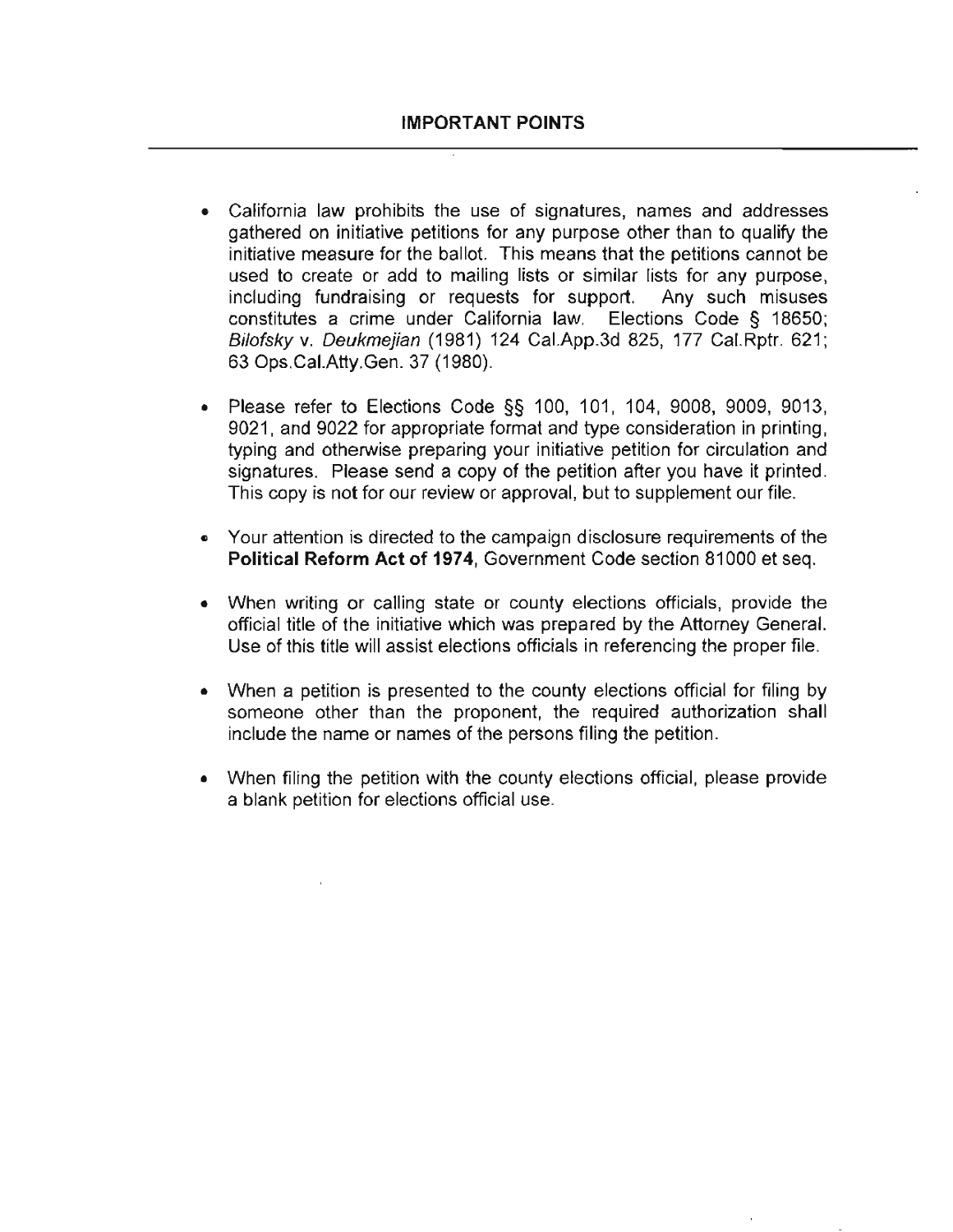## IMPORTANT POINTS

- California law prohibits the use of signatures, names and addresses gathered on initiative petitions for any purpose other than to qualify the initiative measure for the ballot. This means that the petitions cannot be used to create or add to mailing lists or similar lists for any purpose, including fundraising or requests for support. Any such misuses constitutes a crime under California law. Elections Code § 18650; *Bilofsky* v. *Deukmejian* (1981) 124 Cal.App.3d 825, 177 Cal.Rptr. 621; 63 Ops.Cal.Atty.Gen. 37 (1980).

- Please refer to Elections Code §§ 100, 101, 104, 9008, 9009, 9013, 9021, and 9022 for appropriate format and type consideration in printing, typing and otherwise preparing your initiative petition for circulation and signatures. Please send a copy of the petition after you have it printed. This copy is not for our review or approval, but to supplement our file.

- Your attention is directed to the campaign disclosure requirements of the **Political Reform Act of 1974**, Government Code section 81000 et seq.

- When writing or calling state or county elections officials, provide the official title of the initiative which was prepared by the Attorney General. Use of this title will assist elections officials in referencing the proper file.

- When a petition is presented to the county elections official for filing by someone other than the proponent, the required authorization shall include the name or names of the persons filing the petition.

- When filing the petition with the county elections official, please provide a blank petition for elections official use.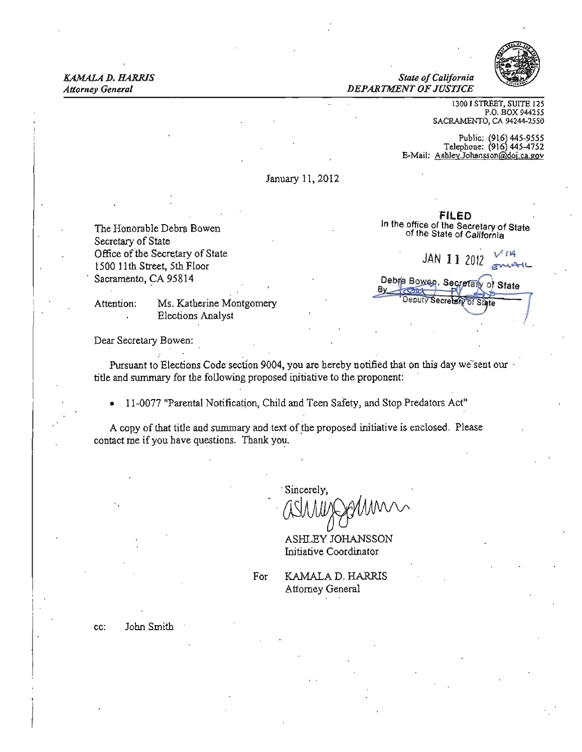*KAMALA D. HARRIS*
*Attorney General*

*State of California*
*DEPARTMENT OF JUSTICE*

1300 I STREET, SUITE 125
P.O. BOX 944255
SACRAMENTO, CA 94244-2550

Public: (916) 445-9555
Telephone: (916) 445-4752
E-Mail: Ashley.Johansson@doj.ca.gov

January 11, 2012

**FILED**
In the office of the Secretary of State
of the State of California

JAN 11 2012 via email

Debra Bowen, Secretary of State
By ________
Deputy Secretary of State

The Honorable Debra Bowen
Secretary of State
Office of the Secretary of State
1500 11th Street, 5th Floor
Sacramento, CA 95814

Attention: Ms. Katherine Montgomery
Elections Analyst

Dear Secretary Bowen:

Pursuant to Elections Code section 9004, you are hereby notified that on this day we sent our title and summary for the following proposed initiative to the proponent:

- 11-0077 "Parental Notification, Child and Teen Safety, and Stop Predators Act"

A copy of that title and summary and text of the proposed initiative is enclosed. Please contact me if you have questions. Thank you.

Sincerely,

ASHLEY JOHANSSON
Initiative Coordinator

For KAMALA D. HARRIS
Attorney General

cc: John Smith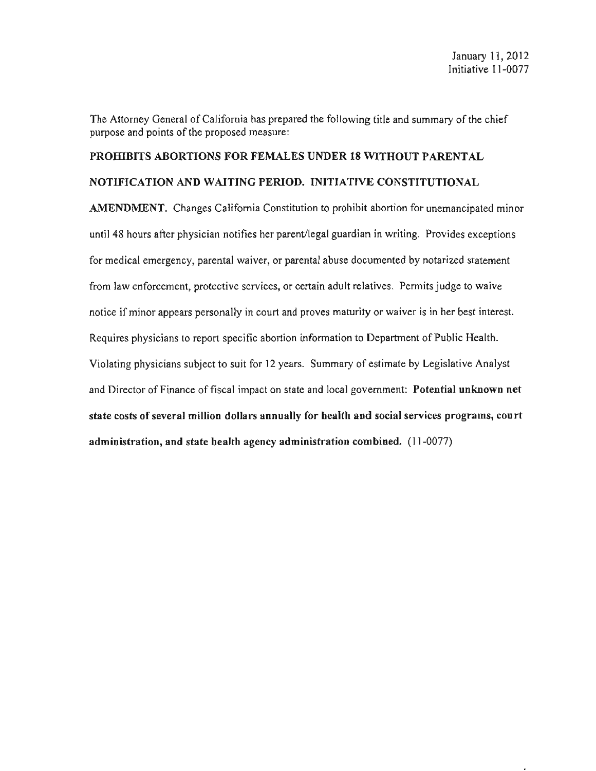January 11, 2012
Initiative 11-0077

The Attorney General of California has prepared the following title and summary of the chief purpose and points of the proposed measure:

**PROHIBITS ABORTIONS FOR FEMALES UNDER 18 WITHOUT PARENTAL NOTIFICATION AND WAITING PERIOD. INITIATIVE CONSTITUTIONAL AMENDMENT.** Changes California Constitution to prohibit abortion for unemancipated minor until 48 hours after physician notifies her parent/legal guardian in writing. Provides exceptions for medical emergency, parental waiver, or parental abuse documented by notarized statement from law enforcement, protective services, or certain adult relatives. Permits judge to waive notice if minor appears personally in court and proves maturity or waiver is in her best interest. Requires physicians to report specific abortion information to Department of Public Health. Violating physicians subject to suit for 12 years. Summary of estimate by Legislative Analyst and Director of Finance of fiscal impact on state and local government: **Potential unknown net state costs of several million dollars annually for health and social services programs, court administration, and state health agency administration combined.** (11-0077)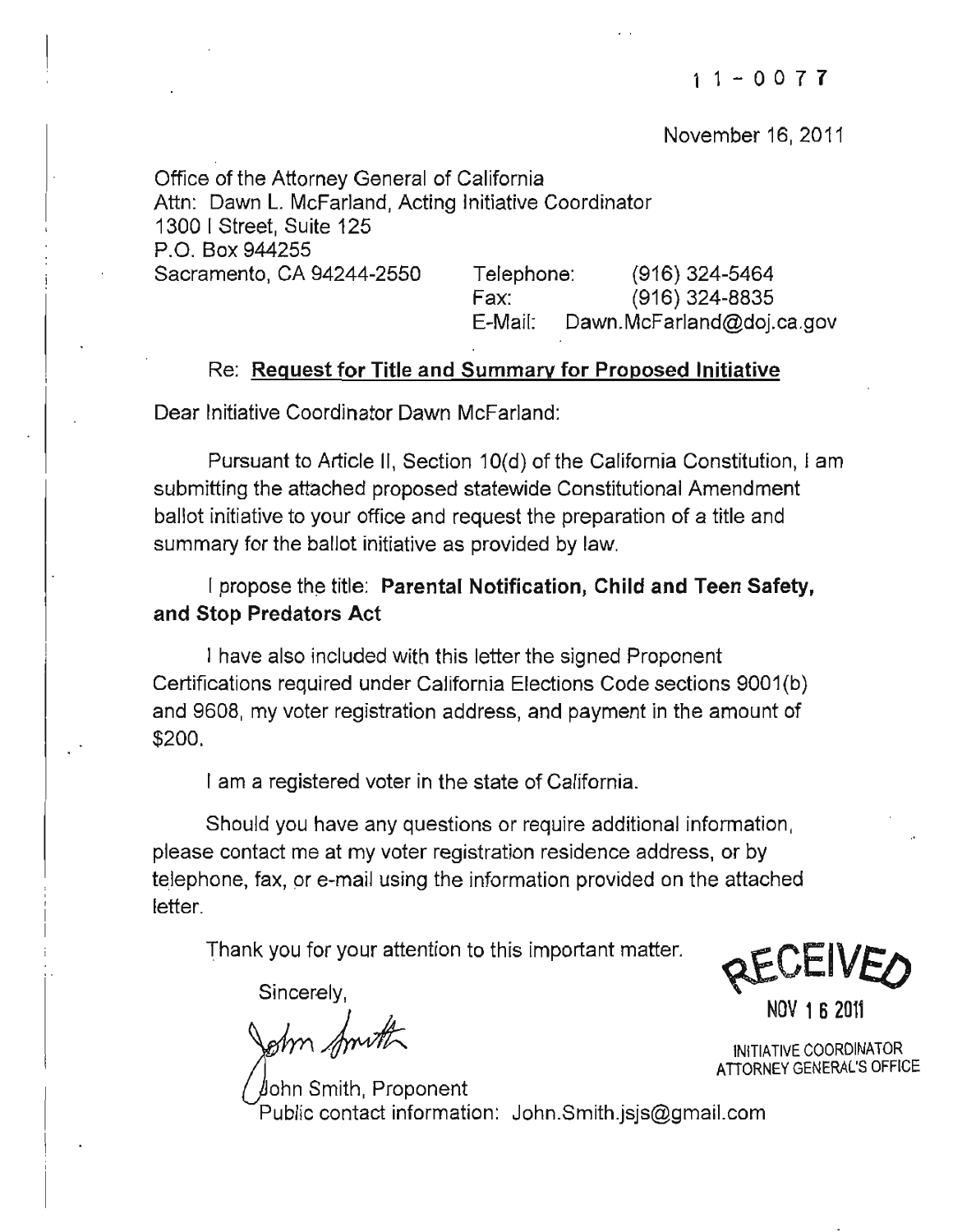11-0077

November 16, 2011

Office of the Attorney General of California
Attn: Dawn L. McFarland, Acting Initiative Coordinator
1300 I Street, Suite 125
P.O. Box 944255
Sacramento, CA 94244-2550

Telephone: (916) 324-5464
Fax: (916) 324-8835
E-Mail: Dawn.McFarland@doj.ca.gov

Re: **Request for Title and Summary for Proposed Initiative**

Dear Initiative Coordinator Dawn McFarland:

Pursuant to Article II, Section 10(d) of the California Constitution, I am submitting the attached proposed statewide Constitutional Amendment ballot initiative to your office and request the preparation of a title and summary for the ballot initiative as provided by law.

I propose the title: **Parental Notification, Child and Teen Safety, and Stop Predators Act**

I have also included with this letter the signed Proponent Certifications required under California Elections Code sections 9001(b) and 9608, my voter registration address, and payment in the amount of $200.

I am a registered voter in the state of California.

Should you have any questions or require additional information, please contact me at my voter registration residence address, or by telephone, fax, or e-mail using the information provided on the attached letter.

Thank you for your attention to this important matter.

Sincerely,

John Smith

John Smith, Proponent
Public contact information: John.Smith.jsjs@gmail.com

RECEIVED
NOV 16 2011
INITIATIVE COORDINATOR
ATTORNEY GENERAL'S OFFICE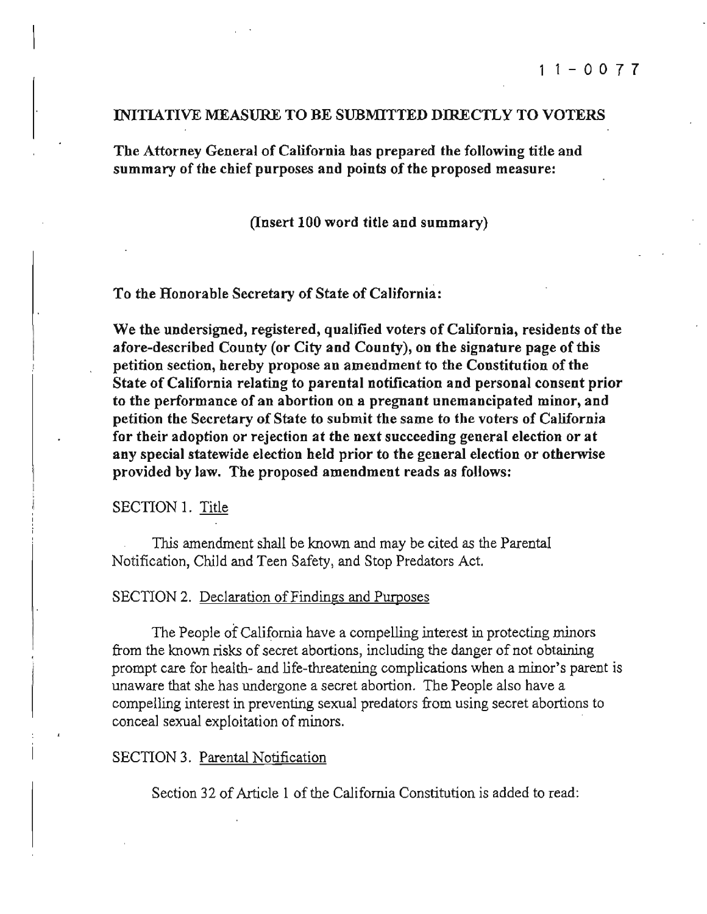11-0077

# INITIATIVE MEASURE TO BE SUBMITTED DIRECTLY TO VOTERS

**The Attorney General of California has prepared the following title and summary of the chief purposes and points of the proposed measure:**

**(Insert 100 word title and summary)**

**To the Honorable Secretary of State of California:**

**We the undersigned, registered, qualified voters of California, residents of the afore-described County (or City and County), on the signature page of this petition section, hereby propose an amendment to the Constitution of the State of California relating to parental notification and personal consent prior to the performance of an abortion on a pregnant unemancipated minor, and petition the Secretary of State to submit the same to the voters of California for their adoption or rejection at the next succeeding general election or at any special statewide election held prior to the general election or otherwise provided by law. The proposed amendment reads as follows:**

SECTION 1. Title

This amendment shall be known and may be cited as the Parental Notification, Child and Teen Safety, and Stop Predators Act.

SECTION 2. Declaration of Findings and Purposes

The People of California have a compelling interest in protecting minors from the known risks of secret abortions, including the danger of not obtaining prompt care for health- and life-threatening complications when a minor's parent is unaware that she has undergone a secret abortion. The People also have a compelling interest in preventing sexual predators from using secret abortions to conceal sexual exploitation of minors.

SECTION 3. Parental Notification

Section 32 of Article 1 of the California Constitution is added to read: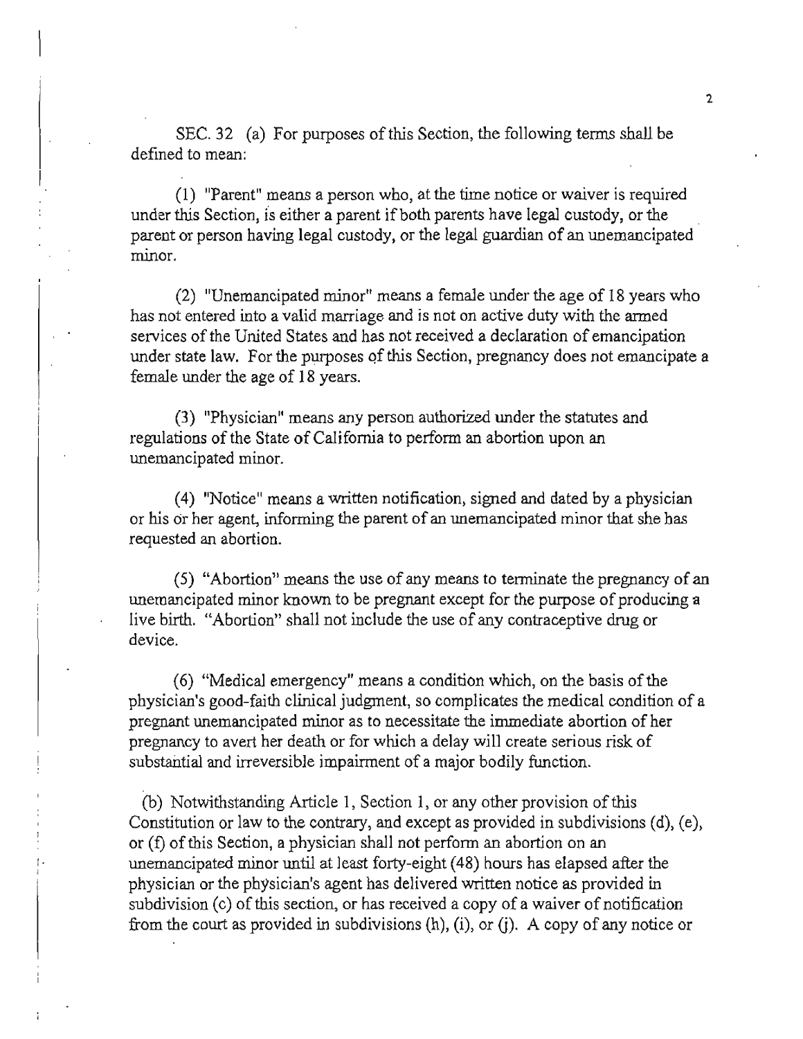SEC. 32 (a) For purposes of this Section, the following terms shall be defined to mean:

(1) "Parent" means a person who, at the time notice or waiver is required under this Section, is either a parent if both parents have legal custody, or the parent or person having legal custody, or the legal guardian of an unemancipated minor.

(2) "Unemancipated minor" means a female under the age of 18 years who has not entered into a valid marriage and is not on active duty with the armed services of the United States and has not received a declaration of emancipation under state law. For the purposes of this Section, pregnancy does not emancipate a female under the age of 18 years.

(3) "Physician" means any person authorized under the statutes and regulations of the State of California to perform an abortion upon an unemancipated minor.

(4) "Notice" means a written notification, signed and dated by a physician or his or her agent, informing the parent of an unemancipated minor that she has requested an abortion.

(5) "Abortion" means the use of any means to terminate the pregnancy of an unemancipated minor known to be pregnant except for the purpose of producing a live birth. "Abortion" shall not include the use of any contraceptive drug or device.

(6) "Medical emergency" means a condition which, on the basis of the physician's good-faith clinical judgment, so complicates the medical condition of a pregnant unemancipated minor as to necessitate the immediate abortion of her pregnancy to avert her death or for which a delay will create serious risk of substantial and irreversible impairment of a major bodily function.

(b) Notwithstanding Article 1, Section 1, or any other provision of this Constitution or law to the contrary, and except as provided in subdivisions (d), (e), or (f) of this Section, a physician shall not perform an abortion on an unemancipated minor until at least forty-eight (48) hours has elapsed after the physician or the physician's agent has delivered written notice as provided in subdivision (c) of this section, or has received a copy of a waiver of notification from the court as provided in subdivisions (h), (i), or (j). A copy of any notice or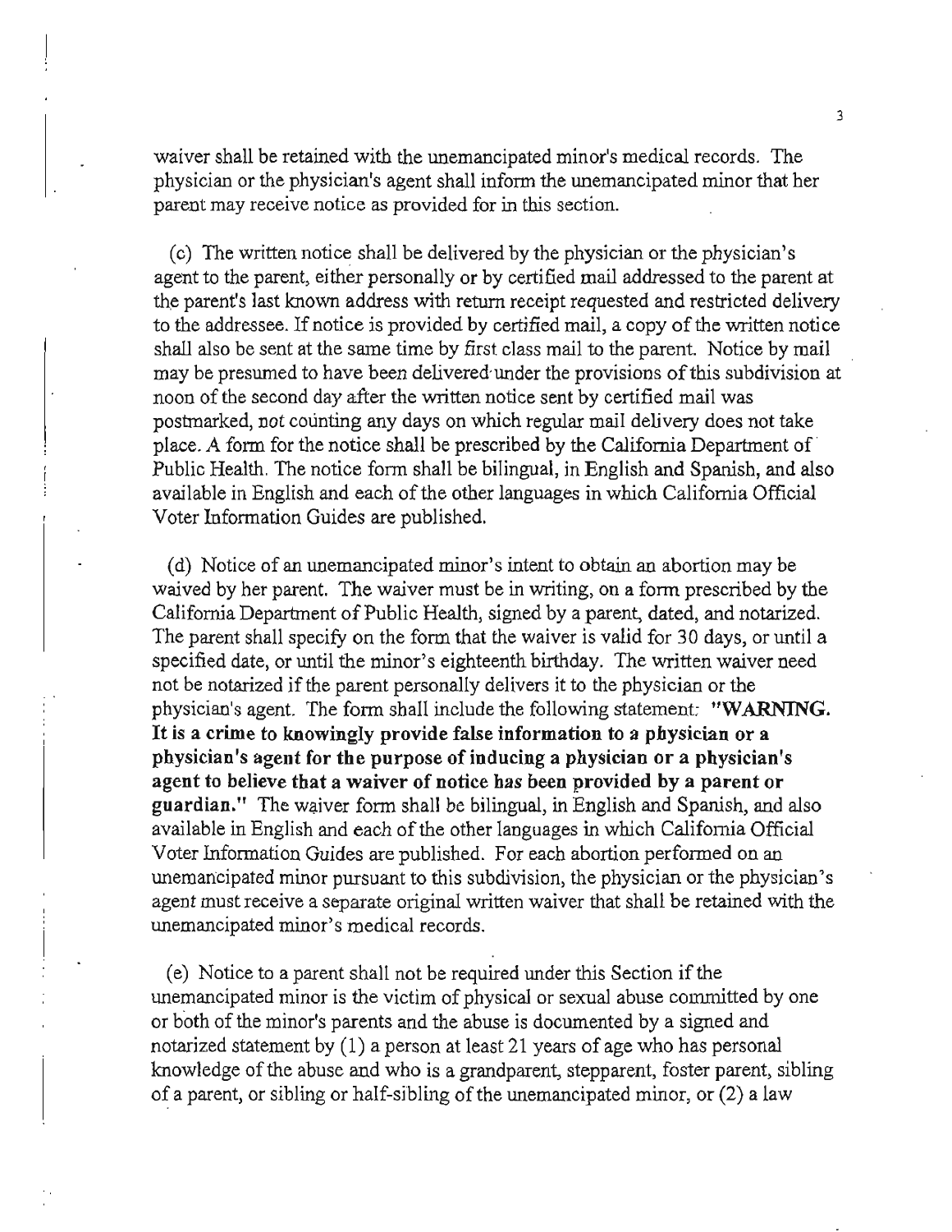waiver shall be retained with the unemancipated minor's medical records. The physician or the physician's agent shall inform the unemancipated minor that her parent may receive notice as provided for in this section.

(c) The written notice shall be delivered by the physician or the physician's agent to the parent, either personally or by certified mail addressed to the parent at the parent's last known address with return receipt requested and restricted delivery to the addressee. If notice is provided by certified mail, a copy of the written notice shall also be sent at the same time by first class mail to the parent. Notice by mail may be presumed to have been delivered under the provisions of this subdivision at noon of the second day after the written notice sent by certified mail was postmarked, not counting any days on which regular mail delivery does not take place. A form for the notice shall be prescribed by the California Department of Public Health. The notice form shall be bilingual, in English and Spanish, and also available in English and each of the other languages in which California Official Voter Information Guides are published.

(d) Notice of an unemancipated minor's intent to obtain an abortion may be waived by her parent. The waiver must be in writing, on a form prescribed by the California Department of Public Health, signed by a parent, dated, and notarized. The parent shall specify on the form that the waiver is valid for 30 days, or until a specified date, or until the minor's eighteenth birthday. The written waiver need not be notarized if the parent personally delivers it to the physician or the physician's agent. The form shall include the following statement: **"WARNING. It is a crime to knowingly provide false information to a physician or a physician's agent for the purpose of inducing a physician or a physician's agent to believe that a waiver of notice has been provided by a parent or guardian."** The waiver form shall be bilingual, in English and Spanish, and also available in English and each of the other languages in which California Official Voter Information Guides are published. For each abortion performed on an unemancipated minor pursuant to this subdivision, the physician or the physician's agent must receive a separate original written waiver that shall be retained with the unemancipated minor's medical records.

(e) Notice to a parent shall not be required under this Section if the unemancipated minor is the victim of physical or sexual abuse committed by one or both of the minor's parents and the abuse is documented by a signed and notarized statement by (1) a person at least 21 years of age who has personal knowledge of the abuse and who is a grandparent, stepparent, foster parent, sibling of a parent, or sibling or half-sibling of the unemancipated minor, or (2) a law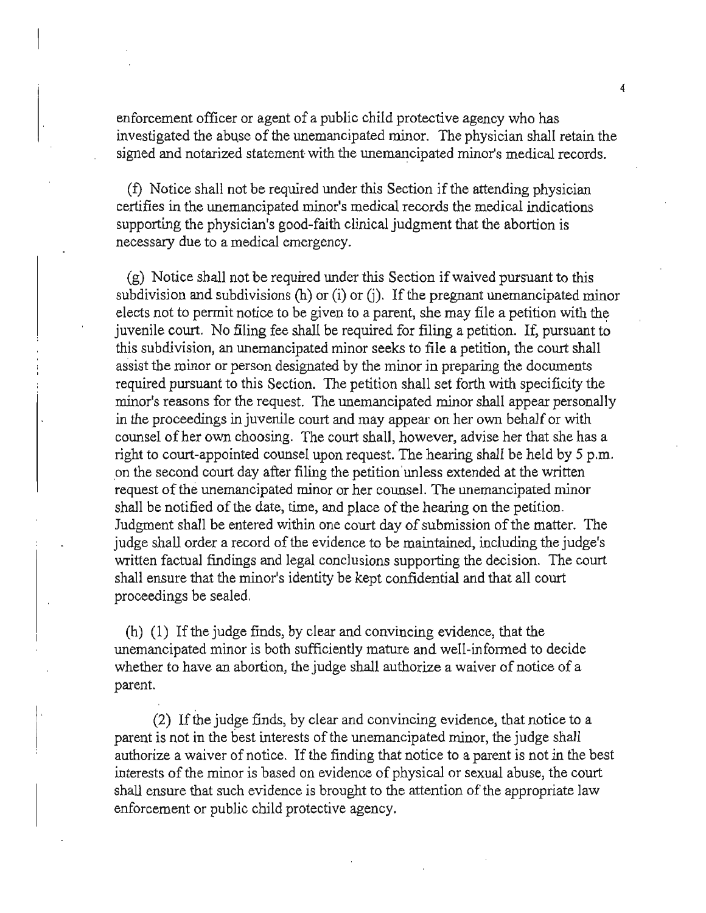enforcement officer or agent of a public child protective agency who has investigated the abuse of the unemancipated minor. The physician shall retain the signed and notarized statement with the unemancipated minor's medical records.

(f) Notice shall not be required under this Section if the attending physician certifies in the unemancipated minor's medical records the medical indications supporting the physician's good-faith clinical judgment that the abortion is necessary due to a medical emergency.

(g) Notice shall not be required under this Section if waived pursuant to this subdivision and subdivisions (h) or (i) or (j). If the pregnant unemancipated minor elects not to permit notice to be given to a parent, she may file a petition with the juvenile court. No filing fee shall be required for filing a petition. If, pursuant to this subdivision, an unemancipated minor seeks to file a petition, the court shall assist the minor or person designated by the minor in preparing the documents required pursuant to this Section. The petition shall set forth with specificity the minor's reasons for the request. The unemancipated minor shall appear personally in the proceedings in juvenile court and may appear on her own behalf or with counsel of her own choosing. The court shall, however, advise her that she has a right to court-appointed counsel upon request. The hearing shall be held by 5 p.m. on the second court day after filing the petition unless extended at the written request of the unemancipated minor or her counsel. The unemancipated minor shall be notified of the date, time, and place of the hearing on the petition. Judgment shall be entered within one court day of submission of the matter. The judge shall order a record of the evidence to be maintained, including the judge's written factual findings and legal conclusions supporting the decision. The court shall ensure that the minor's identity be kept confidential and that all court proceedings be sealed.

(h) (1) If the judge finds, by clear and convincing evidence, that the unemancipated minor is both sufficiently mature and well-informed to decide whether to have an abortion, the judge shall authorize a waiver of notice of a parent.

(2) If the judge finds, by clear and convincing evidence, that notice to a parent is not in the best interests of the unemancipated minor, the judge shall authorize a waiver of notice. If the finding that notice to a parent is not in the best interests of the minor is based on evidence of physical or sexual abuse, the court shall ensure that such evidence is brought to the attention of the appropriate law enforcement or public child protective agency.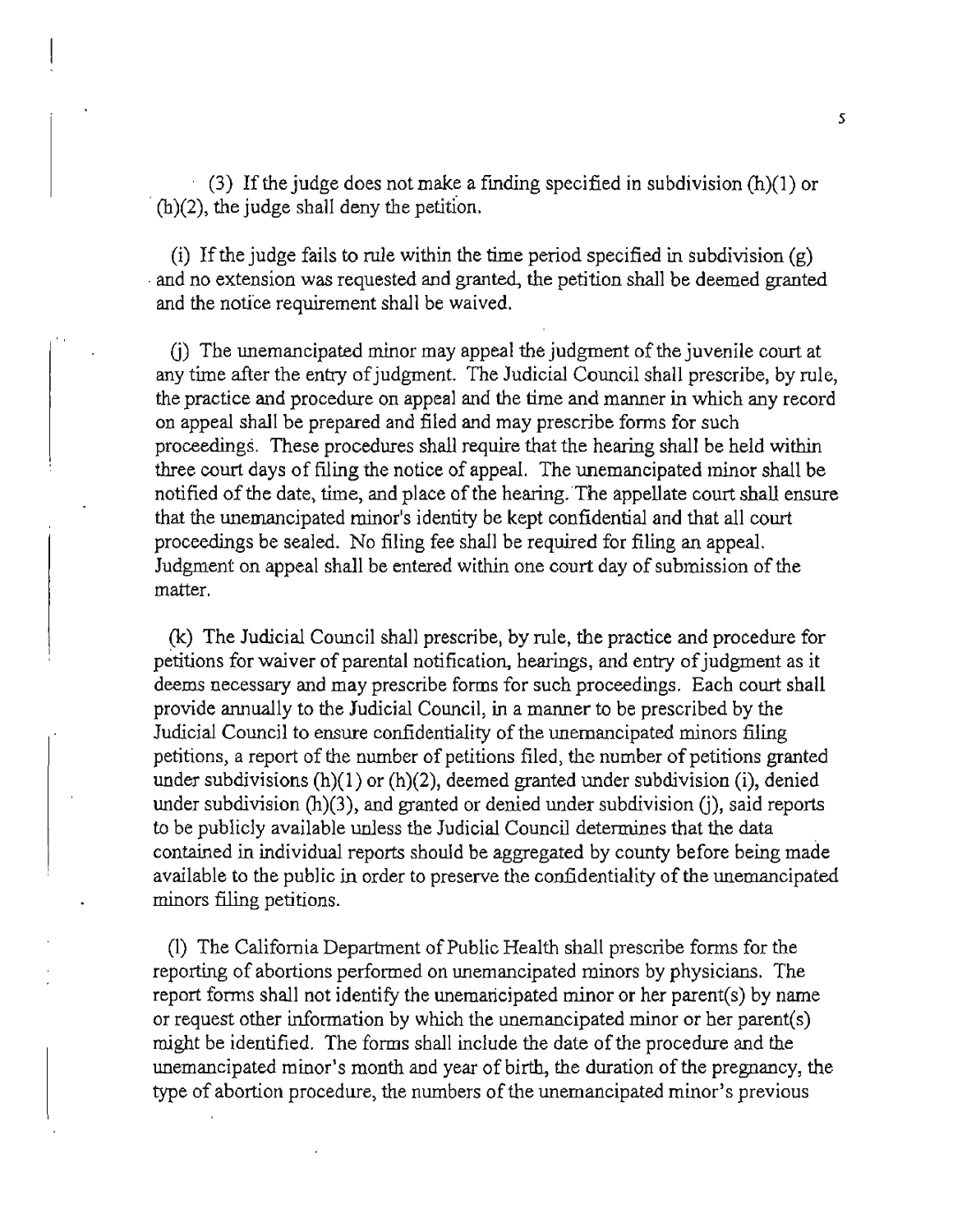(3) If the judge does not make a finding specified in subdivision (h)(1) or (h)(2), the judge shall deny the petition.

(i) If the judge fails to rule within the time period specified in subdivision (g) and no extension was requested and granted, the petition shall be deemed granted and the notice requirement shall be waived.

(j) The unemancipated minor may appeal the judgment of the juvenile court at any time after the entry of judgment. The Judicial Council shall prescribe, by rule, the practice and procedure on appeal and the time and manner in which any record on appeal shall be prepared and filed and may prescribe forms for such proceedings. These procedures shall require that the hearing shall be held within three court days of filing the notice of appeal. The unemancipated minor shall be notified of the date, time, and place of the hearing. The appellate court shall ensure that the unemancipated minor's identity be kept confidential and that all court proceedings be sealed. No filing fee shall be required for filing an appeal. Judgment on appeal shall be entered within one court day of submission of the matter.

(k) The Judicial Council shall prescribe, by rule, the practice and procedure for petitions for waiver of parental notification, hearings, and entry of judgment as it deems necessary and may prescribe forms for such proceedings. Each court shall provide annually to the Judicial Council, in a manner to be prescribed by the Judicial Council to ensure confidentiality of the unemancipated minors filing petitions, a report of the number of petitions filed, the number of petitions granted under subdivisions (h)(1) or (h)(2), deemed granted under subdivision (i), denied under subdivision (h)(3), and granted or denied under subdivision (j), said reports to be publicly available unless the Judicial Council determines that the data contained in individual reports should be aggregated by county before being made available to the public in order to preserve the confidentiality of the unemancipated minors filing petitions.

(l) The California Department of Public Health shall prescribe forms for the reporting of abortions performed on unemancipated minors by physicians. The report forms shall not identify the unemancipated minor or her parent(s) by name or request other information by which the unemancipated minor or her parent(s) might be identified. The forms shall include the date of the procedure and the unemancipated minor's month and year of birth, the duration of the pregnancy, the type of abortion procedure, the numbers of the unemancipated minor's previous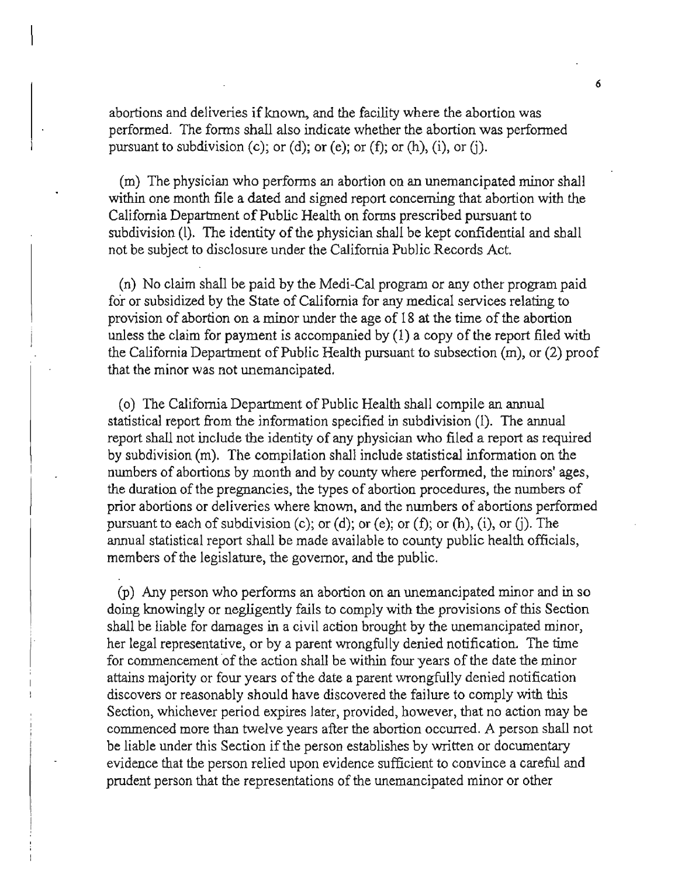abortions and deliveries if known, and the facility where the abortion was performed. The forms shall also indicate whether the abortion was performed pursuant to subdivision (c); or (d); or (e); or (f); or (h), (i), or (j).

(m) The physician who performs an abortion on an unemancipated minor shall within one month file a dated and signed report concerning that abortion with the California Department of Public Health on forms prescribed pursuant to subdivision (l). The identity of the physician shall be kept confidential and shall not be subject to disclosure under the California Public Records Act.

(n) No claim shall be paid by the Medi-Cal program or any other program paid for or subsidized by the State of California for any medical services relating to provision of abortion on a minor under the age of 18 at the time of the abortion unless the claim for payment is accompanied by (1) a copy of the report filed with the California Department of Public Health pursuant to subsection (m), or (2) proof that the minor was not unemancipated.

(o) The California Department of Public Health shall compile an annual statistical report from the information specified in subdivision (l). The annual report shall not include the identity of any physician who filed a report as required by subdivision (m). The compilation shall include statistical information on the numbers of abortions by month and by county where performed, the minors' ages, the duration of the pregnancies, the types of abortion procedures, the numbers of prior abortions or deliveries where known, and the numbers of abortions performed pursuant to each of subdivision (c); or (d); or (e); or (f); or (h), (i), or (j). The annual statistical report shall be made available to county public health officials, members of the legislature, the governor, and the public.

(p) Any person who performs an abortion on an unemancipated minor and in so doing knowingly or negligently fails to comply with the provisions of this Section shall be liable for damages in a civil action brought by the unemancipated minor, her legal representative, or by a parent wrongfully denied notification. The time for commencement of the action shall be within four years of the date the minor attains majority or four years of the date a parent wrongfully denied notification discovers or reasonably should have discovered the failure to comply with this Section, whichever period expires later, provided, however, that no action may be commenced more than twelve years after the abortion occurred. A person shall not be liable under this Section if the person establishes by written or documentary evidence that the person relied upon evidence sufficient to convince a careful and prudent person that the representations of the unemancipated minor or other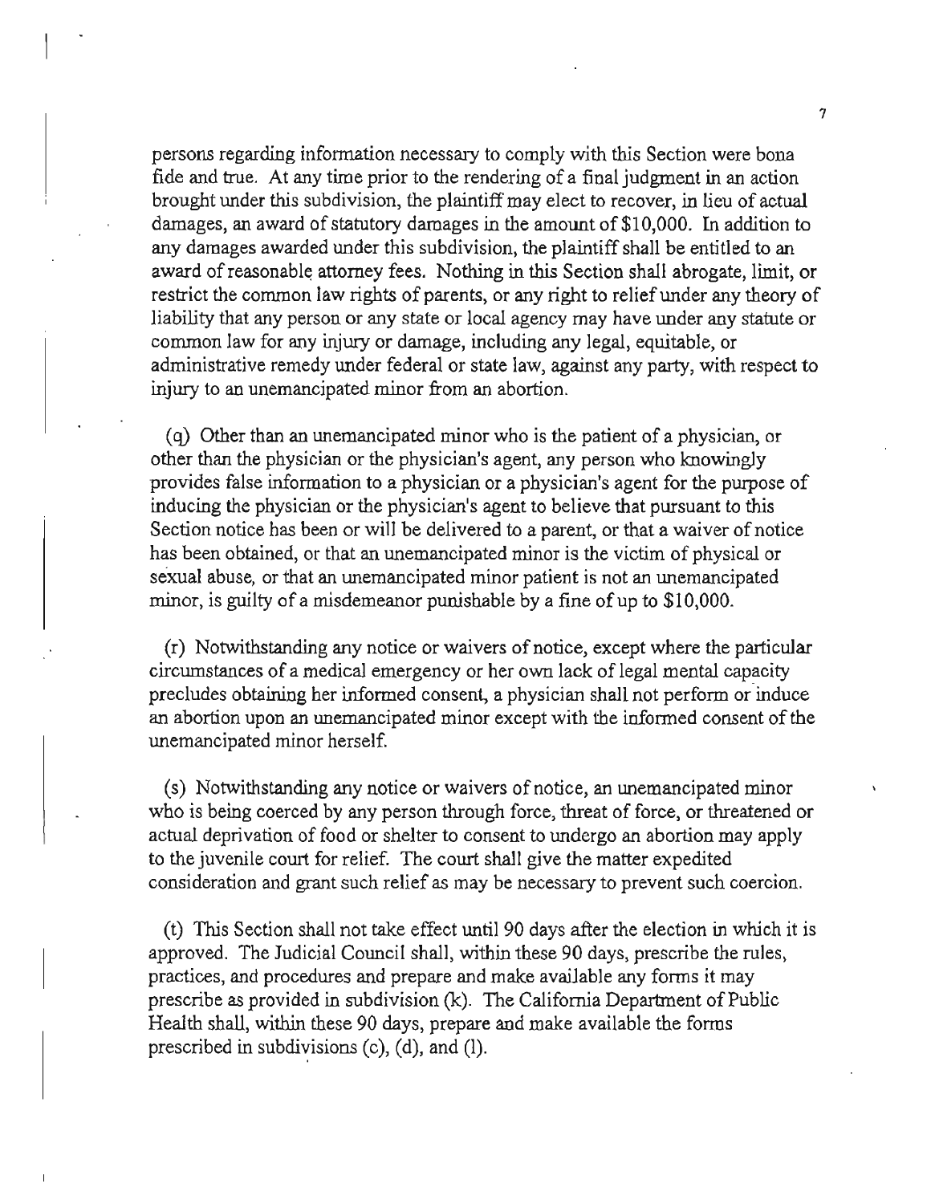persons regarding information necessary to comply with this Section were bona fide and true. At any time prior to the rendering of a final judgment in an action brought under this subdivision, the plaintiff may elect to recover, in lieu of actual damages, an award of statutory damages in the amount of $10,000. In addition to any damages awarded under this subdivision, the plaintiff shall be entitled to an award of reasonable attorney fees. Nothing in this Section shall abrogate, limit, or restrict the common law rights of parents, or any right to relief under any theory of liability that any person or any state or local agency may have under any statute or common law for any injury or damage, including any legal, equitable, or administrative remedy under federal or state law, against any party, with respect to injury to an unemancipated minor from an abortion.

(q) Other than an unemancipated minor who is the patient of a physician, or other than the physician or the physician's agent, any person who knowingly provides false information to a physician or a physician's agent for the purpose of inducing the physician or the physician's agent to believe that pursuant to this Section notice has been or will be delivered to a parent, or that a waiver of notice has been obtained, or that an unemancipated minor is the victim of physical or sexual abuse, or that an unemancipated minor patient is not an unemancipated minor, is guilty of a misdemeanor punishable by a fine of up to $10,000.

(r) Notwithstanding any notice or waivers of notice, except where the particular circumstances of a medical emergency or her own lack of legal mental capacity precludes obtaining her informed consent, a physician shall not perform or induce an abortion upon an unemancipated minor except with the informed consent of the unemancipated minor herself.

(s) Notwithstanding any notice or waivers of notice, an unemancipated minor who is being coerced by any person through force, threat of force, or threatened or actual deprivation of food or shelter to consent to undergo an abortion may apply to the juvenile court for relief. The court shall give the matter expedited consideration and grant such relief as may be necessary to prevent such coercion.

(t) This Section shall not take effect until 90 days after the election in which it is approved. The Judicial Council shall, within these 90 days, prescribe the rules, practices, and procedures and prepare and make available any forms it may prescribe as provided in subdivision (k). The California Department of Public Health shall, within these 90 days, prepare and make available the forms prescribed in subdivisions (c), (d), and (l).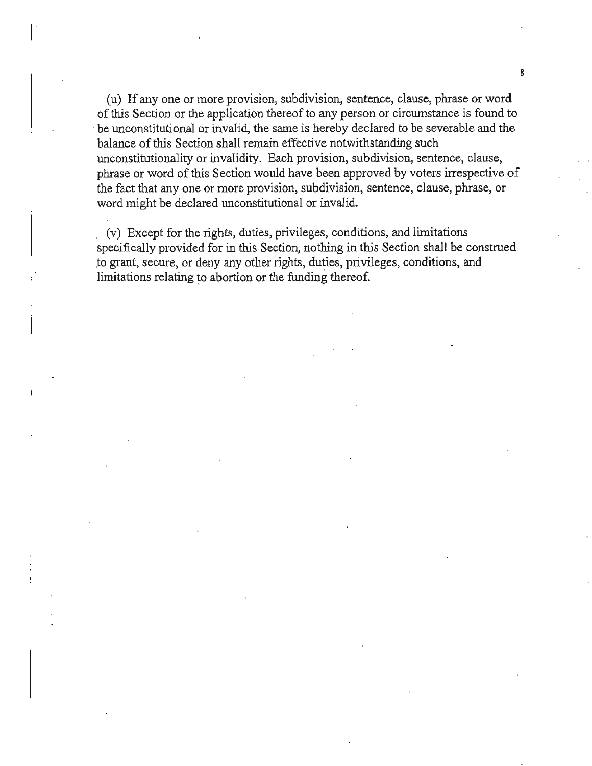(u) If any one or more provision, subdivision, sentence, clause, phrase or word of this Section or the application thereof to any person or circumstance is found to be unconstitutional or invalid, the same is hereby declared to be severable and the balance of this Section shall remain effective notwithstanding such unconstitutionality or invalidity. Each provision, subdivision, sentence, clause, phrase or word of this Section would have been approved by voters irrespective of the fact that any one or more provision, subdivision, sentence, clause, phrase, or word might be declared unconstitutional or invalid.

(v) Except for the rights, duties, privileges, conditions, and limitations specifically provided for in this Section, nothing in this Section shall be construed to grant, secure, or deny any other rights, duties, privileges, conditions, and limitations relating to abortion or the funding thereof.